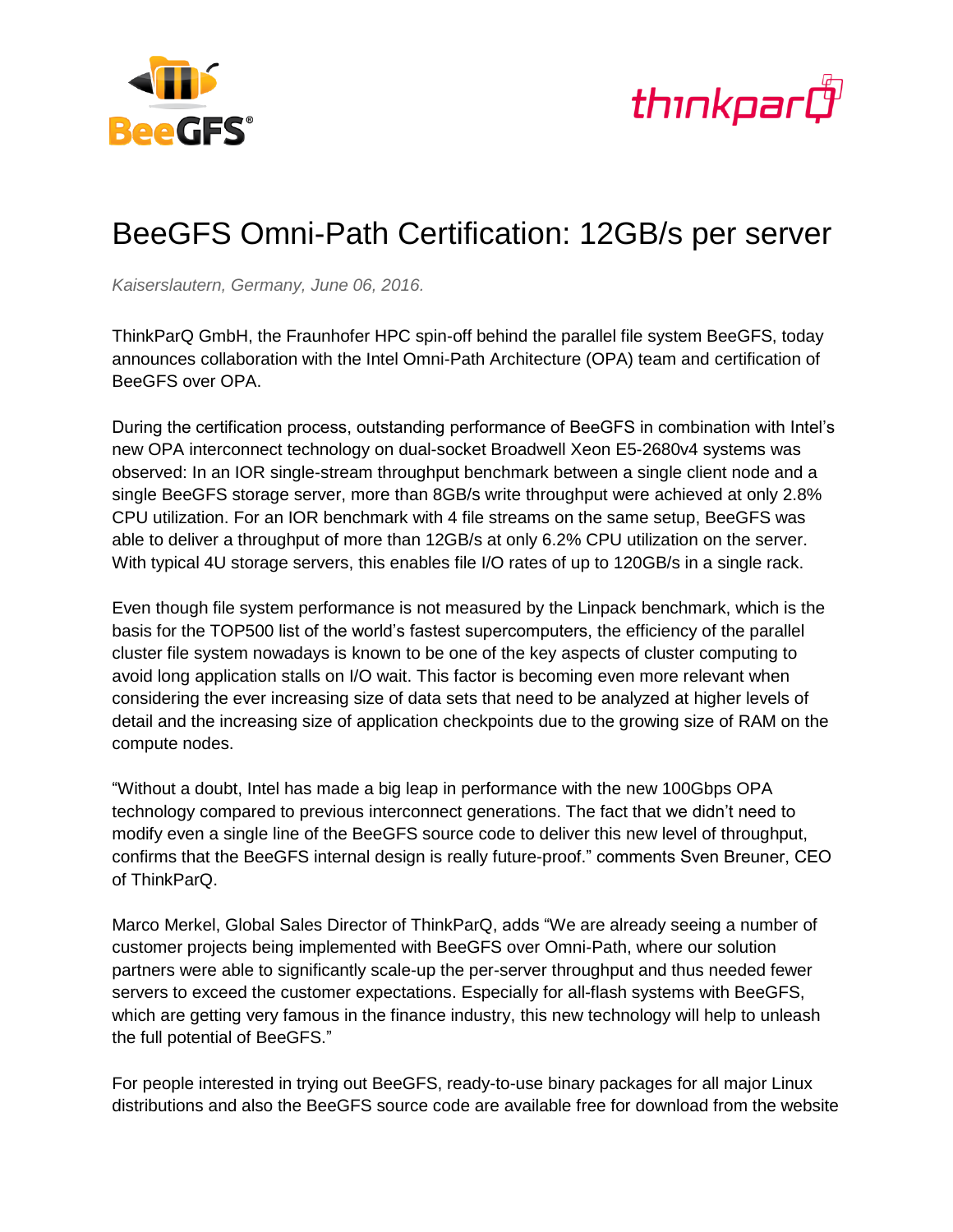# BeeGFS Omni-Path Certification: 12GB/s per server

*Kaiserslautern, Germany, June 06, 2016.*

ThinkParQ GmbH, the Fraunhofer HPC spin-off behind the parallel file system BeeGFS, today announces collaboration with the Intel Omni-Path Architecture (OPA) team and certification of BeeGFS over OPA.

During the certification process, outstanding performance of BeeGFS in combination with Intel's new OPA interconnect technology on dual-socket Broadwell Xeon E5-2680v4 systems was observed: In an IOR single-stream throughput benchmark between a single client node and a single BeeGFS storage server, more than 8GB/s write throughput were achieved at only 2.8% CPU utilization. For an IOR benchmark with 4 file streams on the same setup, BeeGFS was able to deliver a throughput of more than 12GB/s at only 6.2% CPU utilization on the server. With typical 4U storage servers, this enables file I/O rates of up to 120GB/s in a single rack.

Even though file system performance is not measured by the Linpack benchmark, which is the basis for the TOP500 list of the world's fastest supercomputers, the efficiency of the parallel cluster file system nowadays is known to be one of the key aspects of cluster computing to avoid long application stalls on I/O wait. This factor is becoming even more relevant when considering the ever increasing size of data sets that need to be analyzed at higher levels of detail and the increasing size of application checkpoints due to the growing size of RAM on the compute nodes.

"Without a doubt, Intel has made a big leap in performance with the new 100Gbps OPA technology compared to previous interconnect generations. The fact that we didn't need to modify even a single line of the BeeGFS source code to deliver this new level of throughput, confirms that the BeeGFS internal design is really future-proof." comments Sven Breuner, CEO of ThinkParQ.

Marco Merkel, Global Sales Director of ThinkParQ, adds "We are already seeing a number of customer projects being implemented with BeeGFS over Omni-Path, where our solution partners were able to significantly scale-up the per-server throughput and thus needed fewer servers to exceed the customer expectations. Especially for all-flash systems with BeeGFS, which are getting very famous in the finance industry, this new technology will help to unleash the full potential of BeeGFS."

For people interested in trying out BeeGFS, ready-to-use binary packages for all major Linux distributions and also the BeeGFS source code are available free for download from the website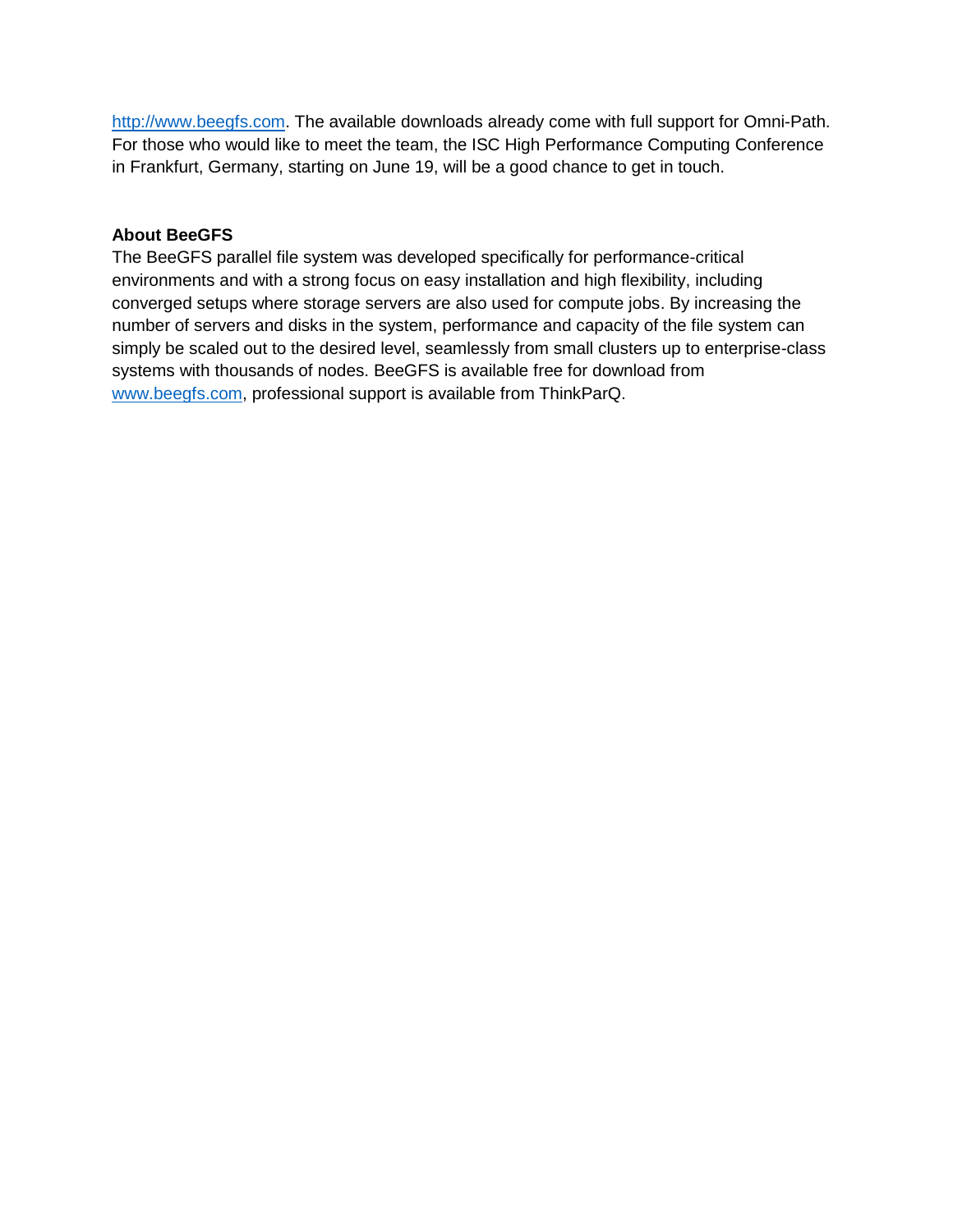http://www.beegfs.com. The available downloads already come with full support for Omni-Path. For those who would like to meet the team, the ISC High Performance Computing Conference in Frankfurt, Germany, starting on June 19, will be a good chance to get in touch.

**About BeeGFS**

The BeeGFS parallel file system was developed specifically for performance-critical environments and with a strong focus on easy installation and high flexibility, including converged setups where storage servers are also used for compute jobs. By increasing the number of servers and disks in the system, performance and capacity of the file system can simply be scaled out to the desired level, seamlessly from small clusters up to enterprise-class systems with thousands of nodes. BeeGFS is available free for download from www.beegfs.com, professional support is available from ThinkParQ.